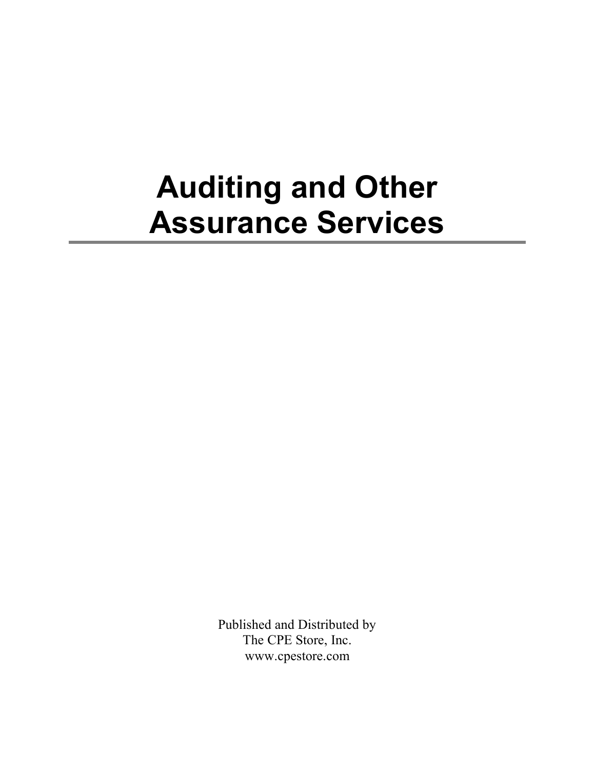# Auditing and Other Assurance Services

---

Published and Distributed by
The CPE Store, Inc.
www.cpestore.com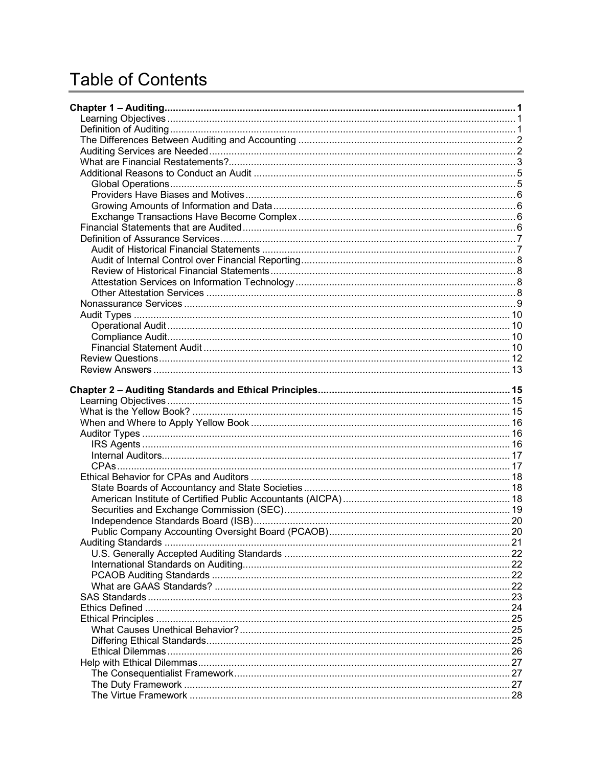# Table of Contents

**Chapter 1 – Auditing** .......... **1**

- Learning Objectives .......... 1
- Definition of Auditing .......... 1
- The Differences Between Auditing and Accounting .......... 2
- Auditing Services are Needed .......... 2
- What are Financial Restatements? .......... 3
- Additional Reasons to Conduct an Audit .......... 5
  - Global Operations .......... 5
  - Providers Have Biases and Motives .......... 6
  - Growing Amounts of Information and Data .......... 6
  - Exchange Transactions Have Become Complex .......... 6
- Financial Statements that are Audited .......... 6
- Definition of Assurance Services .......... 7
  - Audit of Historical Financial Statements .......... 7
  - Audit of Internal Control over Financial Reporting .......... 8
  - Review of Historical Financial Statements .......... 8
  - Attestation Services on Information Technology .......... 8
  - Other Attestation Services .......... 8
- Nonassurance Services .......... 9
- Audit Types .......... 10
  - Operational Audit .......... 10
  - Compliance Audit .......... 10
  - Financial Statement Audit .......... 10
- Review Questions .......... 12
- Review Answers .......... 13

**Chapter 2 – Auditing Standards and Ethical Principles** .......... **15**

- Learning Objectives .......... 15
- What is the Yellow Book? .......... 15
- When and Where to Apply Yellow Book .......... 16
- Auditor Types .......... 16
  - IRS Agents .......... 16
  - Internal Auditors .......... 17
  - CPAs .......... 17
- Ethical Behavior for CPAs and Auditors .......... 18
  - State Boards of Accountancy and State Societies .......... 18
  - American Institute of Certified Public Accountants (AICPA) .......... 18
  - Securities and Exchange Commission (SEC) .......... 19
  - Independence Standards Board (ISB) .......... 20
  - Public Company Accounting Oversight Board (PCAOB) .......... 20
- Auditing Standards .......... 21
  - U.S. Generally Accepted Auditing Standards .......... 22
  - International Standards on Auditing .......... 22
  - PCAOB Auditing Standards .......... 22
  - What are GAAS Standards? .......... 22
- SAS Standards .......... 23
- Ethics Defined .......... 24
- Ethical Principles .......... 25
  - What Causes Unethical Behavior? .......... 25
  - Differing Ethical Standards .......... 25
  - Ethical Dilemmas .......... 26
- Help with Ethical Dilemmas .......... 27
  - The Consequentialist Framework .......... 27
  - The Duty Framework .......... 27
  - The Virtue Framework .......... 28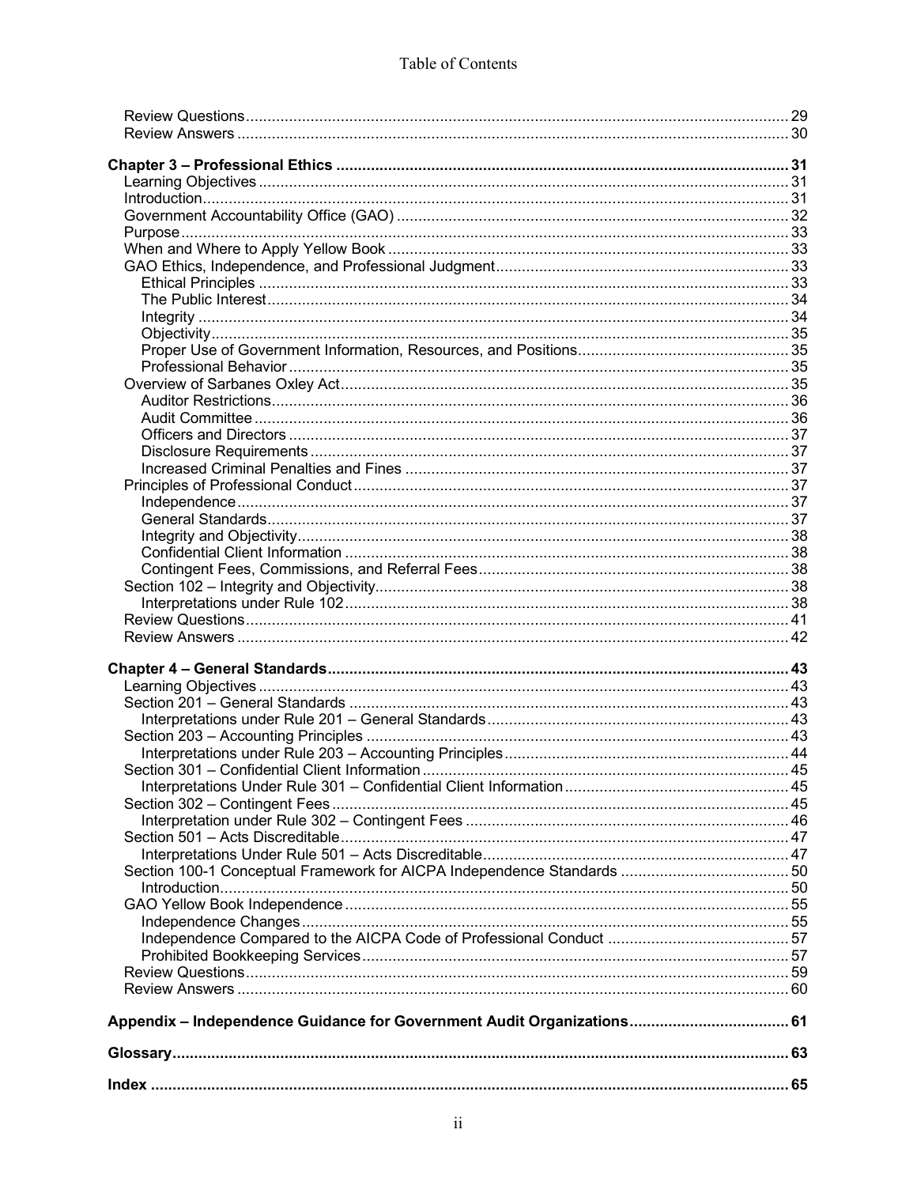Table of Contents

- Review Questions ... 29
- Review Answers ... 30

**Chapter 3 – Professional Ethics ... 31**

- Learning Objectives ... 31
- Introduction ... 31
- Government Accountability Office (GAO) ... 32
- Purpose ... 33
- When and Where to Apply Yellow Book ... 33
- GAO Ethics, Independence, and Professional Judgment ... 33
  - Ethical Principles ... 33
  - The Public Interest ... 34
  - Integrity ... 34
  - Objectivity ... 35
  - Proper Use of Government Information, Resources, and Positions ... 35
  - Professional Behavior ... 35
- Overview of Sarbanes Oxley Act ... 35
  - Auditor Restrictions ... 36
  - Audit Committee ... 36
  - Officers and Directors ... 37
  - Disclosure Requirements ... 37
  - Increased Criminal Penalties and Fines ... 37
- Principles of Professional Conduct ... 37
  - Independence ... 37
  - General Standards ... 37
  - Integrity and Objectivity ... 38
  - Confidential Client Information ... 38
  - Contingent Fees, Commissions, and Referral Fees ... 38
- Section 102 – Integrity and Objectivity ... 38
  - Interpretations under Rule 102 ... 38
- Review Questions ... 41
- Review Answers ... 42

**Chapter 4 – General Standards ... 43**

- Learning Objectives ... 43
- Section 201 – General Standards ... 43
  - Interpretations under Rule 201 – General Standards ... 43
- Section 203 – Accounting Principles ... 43
  - Interpretations under Rule 203 – Accounting Principles ... 44
- Section 301 – Confidential Client Information ... 45
  - Interpretations Under Rule 301 – Confidential Client Information ... 45
- Section 302 – Contingent Fees ... 45
  - Interpretation under Rule 302 – Contingent Fees ... 46
- Section 501 – Acts Discreditable ... 47
  - Interpretations Under Rule 501 – Acts Discreditable ... 47
- Section 100-1 Conceptual Framework for AICPA Independence Standards ... 50
  - Introduction ... 50
- GAO Yellow Book Independence ... 55
  - Independence Changes ... 55
  - Independence Compared to the AICPA Code of Professional Conduct ... 57
  - Prohibited Bookkeeping Services ... 57
- Review Questions ... 59
- Review Answers ... 60

**Appendix – Independence Guidance for Government Audit Organizations ... 61**

**Glossary ... 63**

**Index ... 65**